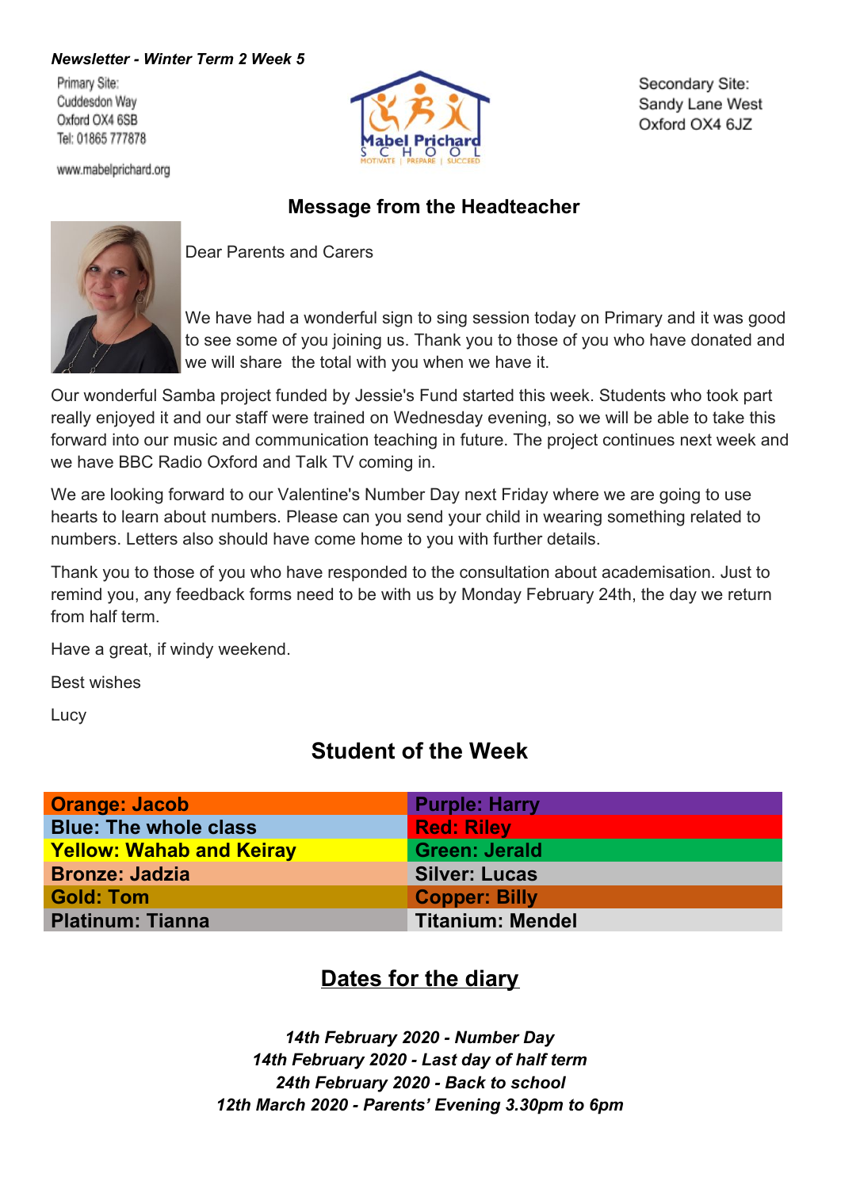*Newsletter - Winter Term 2 Week 5*

Primary Site:
Cuddesdon Way
Oxford OX4 6SB
Tel: 01865 777878

www.mabelprichard.org

Mabel Prichard School
MOTIVATE | PREPARE | SUCCEED

Secondary Site:
Sandy Lane West
Oxford OX4 6JZ

## Message from the Headteacher

Dear Parents and Carers

We have had a wonderful sign to sing session today on Primary and it was good to see some of you joining us. Thank you to those of you who have donated and we will share the total with you when we have it.

Our wonderful Samba project funded by Jessie's Fund started this week. Students who took part really enjoyed it and our staff were trained on Wednesday evening, so we will be able to take this forward into our music and communication teaching in future. The project continues next week and we have BBC Radio Oxford and Talk TV coming in.

We are looking forward to our Valentine's Number Day next Friday where we are going to use hearts to learn about numbers. Please can you send your child in wearing something related to numbers. Letters also should have come home to you with further details.

Thank you to those of you who have responded to the consultation about academisation. Just to remind you, any feedback forms need to be with us by Monday February 24th, the day we return from half term.

Have a great, if windy weekend.

Best wishes

Lucy

## Student of the Week

| | |
|---|---|
| **Orange: Jacob** | **Purple: Harry** |
| **Blue: The whole class** | **Red: Riley** |
| **Yellow: Wahab and Keiray** | **Green: Jerald** |
| **Bronze: Jadzia** | **Silver: Lucas** |
| **Gold: Tom** | **Copper: Billy** |
| **Platinum: Tianna** | **Titanium: Mendel** |

## Dates for the diary

***14th February 2020 - Number Day***
***14th February 2020 - Last day of half term***
***24th February 2020 - Back to school***
***12th March 2020 - Parents' Evening 3.30pm to 6pm***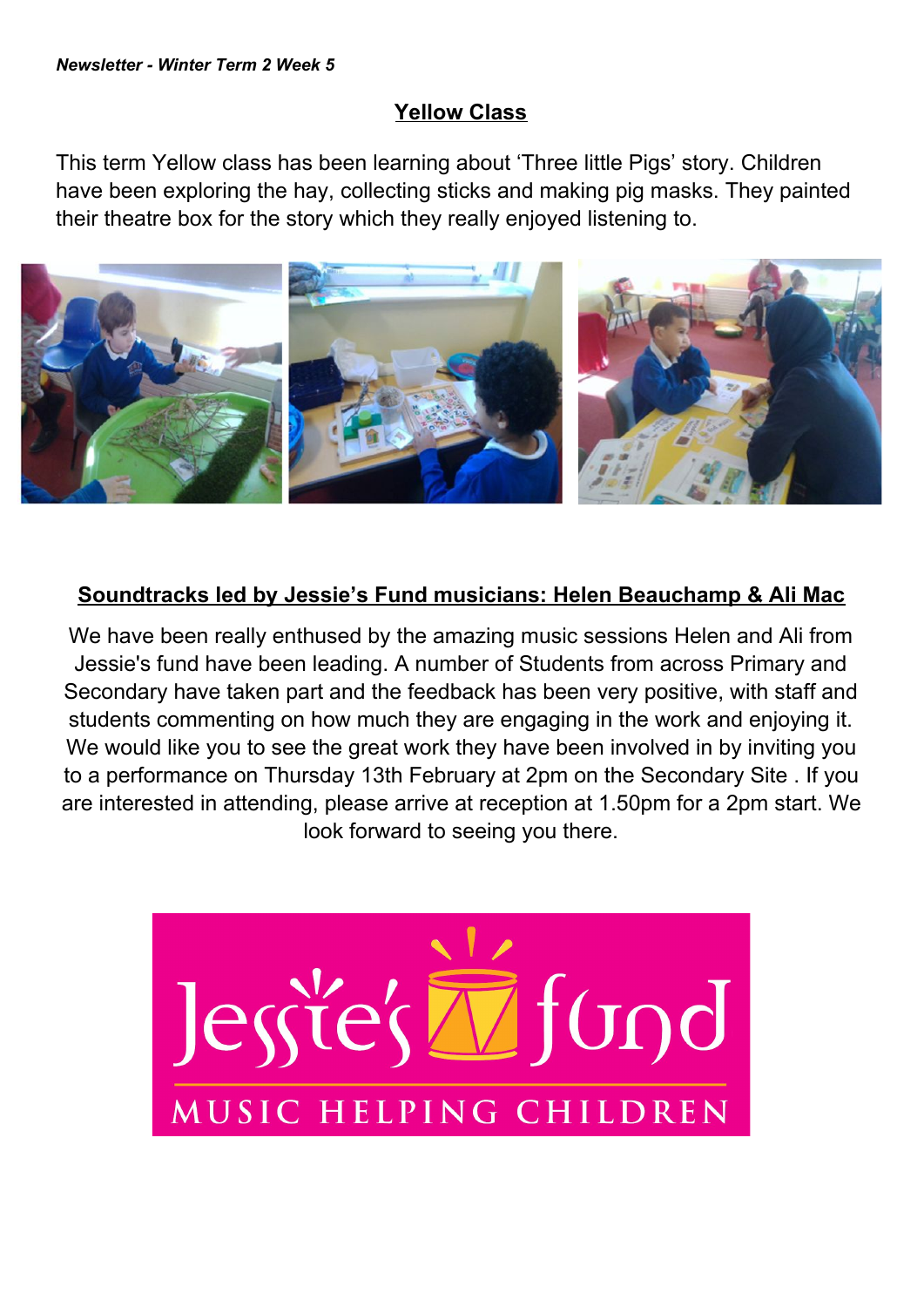*Newsletter - Winter Term 2 Week 5*

## Yellow Class

This term Yellow class has been learning about 'Three little Pigs' story. Children have been exploring the hay, collecting sticks and making pig masks. They painted their theatre box for the story which they really enjoyed listening to.

## Soundtracks led by Jessie's Fund musicians: Helen Beauchamp & Ali Mac

We have been really enthused by the amazing music sessions Helen and Ali from Jessie's fund have been leading. A number of Students from across Primary and Secondary have taken part and the feedback has been very positive, with staff and students commenting on how much they are engaging in the work and enjoying it. We would like you to see the great work they have been involved in by inviting you to a performance on Thursday 13th February at 2pm on the Secondary Site . If you are interested in attending, please arrive at reception at 1.50pm for a 2pm start. We look forward to seeing you there.

Jessie's fund

MUSIC HELPING CHILDREN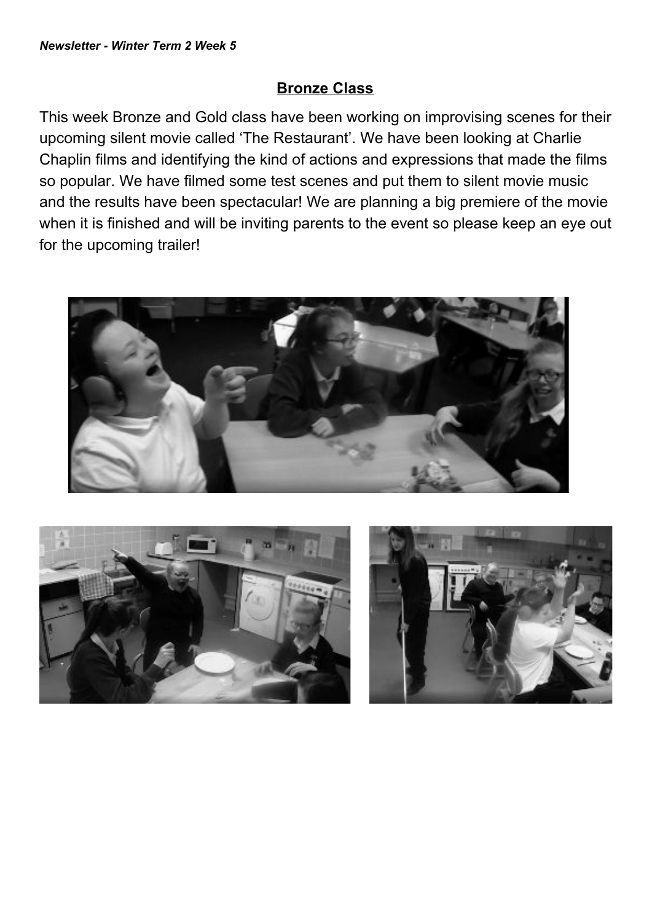*Newsletter - Winter Term 2 Week 5*

## Bronze Class

This week Bronze and Gold class have been working on improvising scenes for their upcoming silent movie called 'The Restaurant'. We have been looking at Charlie Chaplin films and identifying the kind of actions and expressions that made the films so popular. We have filmed some test scenes and put them to silent movie music and the results have been spectacular! We are planning a big premiere of the movie when it is finished and will be inviting parents to the event so please keep an eye out for the upcoming trailer!